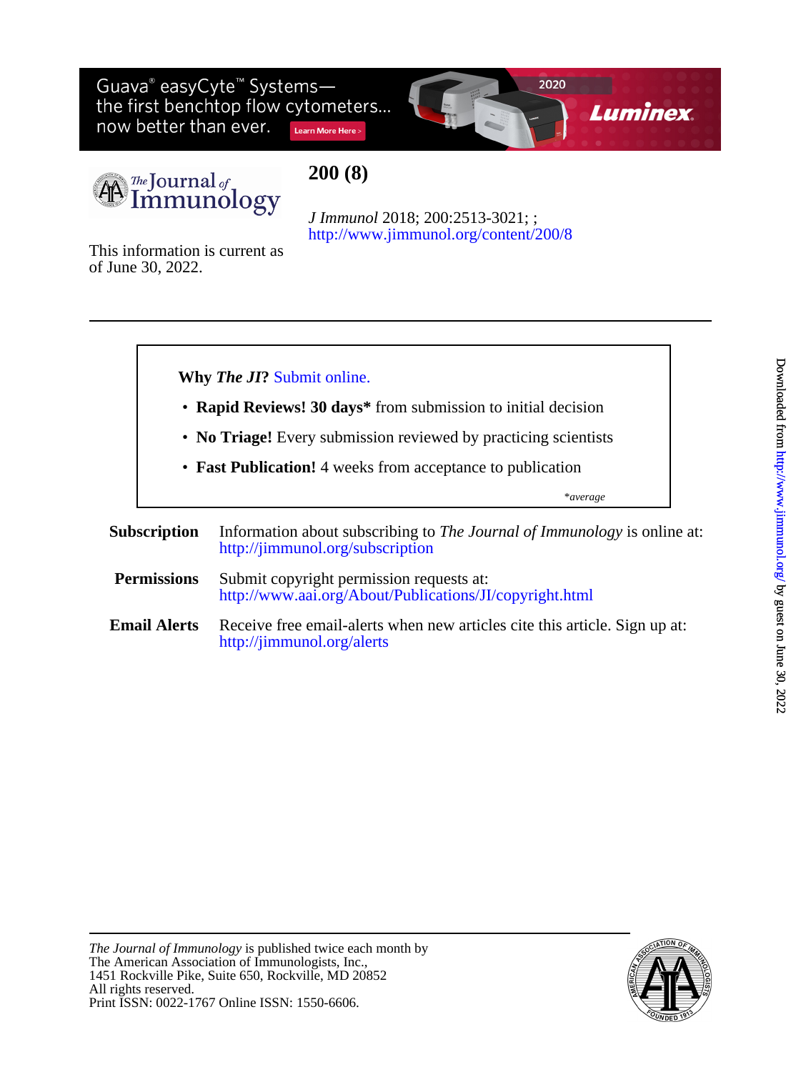Guava® easyCyte™ Systems—
the first benchtop flow cytometers...
now better than ever.

Learn More Here >

2020

Luminex

The Journal of Immunology

# 200 (8)

*J Immunol* 2018; 200:2513-3021; ;
http://www.jimmunol.org/content/200/8

This information is current as of June 30, 2022.

---

**Why *The JI*?** Submit online.

- **Rapid Reviews! 30 days*** from submission to initial decision
- **No Triage!** Every submission reviewed by practicing scientists
- **Fast Publication!** 4 weeks from acceptance to publication

*average

**Subscription** Information about subscribing to *The Journal of Immunology* is online at:
http://jimmunol.org/subscription

**Permissions** Submit copyright permission requests at:
http://www.aai.org/About/Publications/JI/copyright.html

**Email Alerts** Receive free email-alerts when new articles cite this article. Sign up at:
http://jimmunol.org/alerts

---

*The Journal of Immunology* is published twice each month by
The American Association of Immunologists, Inc.,
1451 Rockville Pike, Suite 650, Rockville, MD 20852
All rights reserved.
Print ISSN: 0022-1767 Online ISSN: 1550-6606.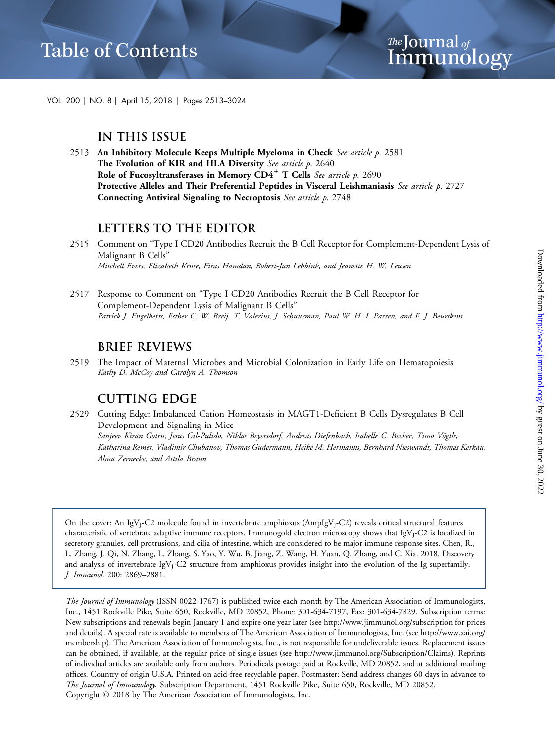# Table of Contents

*The Journal of Immunology*

VOL. 200 | NO. 8 | April 15, 2018 | Pages 2513–3024

## IN THIS ISSUE

2513 **An Inhibitory Molecule Keeps Multiple Myeloma in Check** *See article p.* 2581
**The Evolution of KIR and HLA Diversity** *See article p.* 2640
**Role of Fucosyltransferases in Memory $CD4^+$ T Cells** *See article p.* 2690
**Protective Alleles and Their Preferential Peptides in Visceral Leishmaniasis** *See article p.* 2727
**Connecting Antiviral Signaling to Necroptosis** *See article p.* 2748

## LETTERS TO THE EDITOR

2515 Comment on "Type I CD20 Antibodies Recruit the B Cell Receptor for Complement-Dependent Lysis of Malignant B Cells"
*Mitchell Evers, Elizabeth Kruse, Firas Hamdan, Robert-Jan Lebbink, and Jeanette H. W. Leusen*

2517 Response to Comment on "Type I CD20 Antibodies Recruit the B Cell Receptor for Complement-Dependent Lysis of Malignant B Cells"
*Patrick J. Engelberts, Esther C. W. Breij, T. Valerius, J. Schuurman, Paul W. H. I. Parren, and F. J. Beurskens*

## BRIEF REVIEWS

2519 The Impact of Maternal Microbes and Microbial Colonization in Early Life on Hematopoiesis
*Kathy D. McCoy and Carolyn A. Thomson*

## CUTTING EDGE

2529 Cutting Edge: Imbalanced Cation Homeostasis in MAGT1-Deficient B Cells Dysregulates B Cell Development and Signaling in Mice
*Sanjeev Kiran Gotru, Jesus Gil-Pulido, Niklas Beyersdorf, Andreas Diefenbach, Isabelle C. Becker, Timo Vögtle, Katharina Remer, Vladimir Chubanov, Thomas Gudermann, Heike M. Hermanns, Bernhard Nieswandt, Thomas Kerkau, Alma Zernecke, and Attila Braun*

On the cover: An $IgV_J$-C2 molecule found in invertebrate amphioxus (Amp$IgV_J$-C2) reveals critical structural features characteristic of vertebrate adaptive immune receptors. Immunogold electron microscopy shows that $IgV_J$-C2 is localized in secretory granules, cell protrusions, and cilia of intestine, which are considered to be major immune response sites. Chen, R., L. Zhang, J. Qi, N. Zhang, L. Zhang, S. Yao, Y. Wu, B. Jiang, Z. Wang, H. Yuan, Q. Zhang, and C. Xia. 2018. Discovery and analysis of invertebrate $IgV_J$-C2 structure from amphioxus provides insight into the evolution of the Ig superfamily. *J. Immunol.* 200: 2869–2881.

*The Journal of Immunology* (ISSN 0022-1767) is published twice each month by The American Association of Immunologists, Inc., 1451 Rockville Pike, Suite 650, Rockville, MD 20852, Phone: 301-634-7197, Fax: 301-634-7829. Subscription terms: New subscriptions and renewals begin January 1 and expire one year later (see http://www.jimmunol.org/subscription for prices and details). A special rate is available to members of The American Association of Immunologists, Inc. (see http://www.aai.org/membership). The American Association of Immunologists, Inc., is not responsible for undeliverable issues. Replacement issues can be obtained, if available, at the regular price of single issues (see http://www.jimmunol.org/Subscription/Claims). Reprints of individual articles are available only from authors. Periodicals postage paid at Rockville, MD 20852, and at additional mailing offices. Country of origin U.S.A. Printed on acid-free recyclable paper. Postmaster: Send address changes 60 days in advance to *The Journal of Immunology*, Subscription Department, 1451 Rockville Pike, Suite 650, Rockville, MD 20852.
Copyright © 2018 by The American Association of Immunologists, Inc.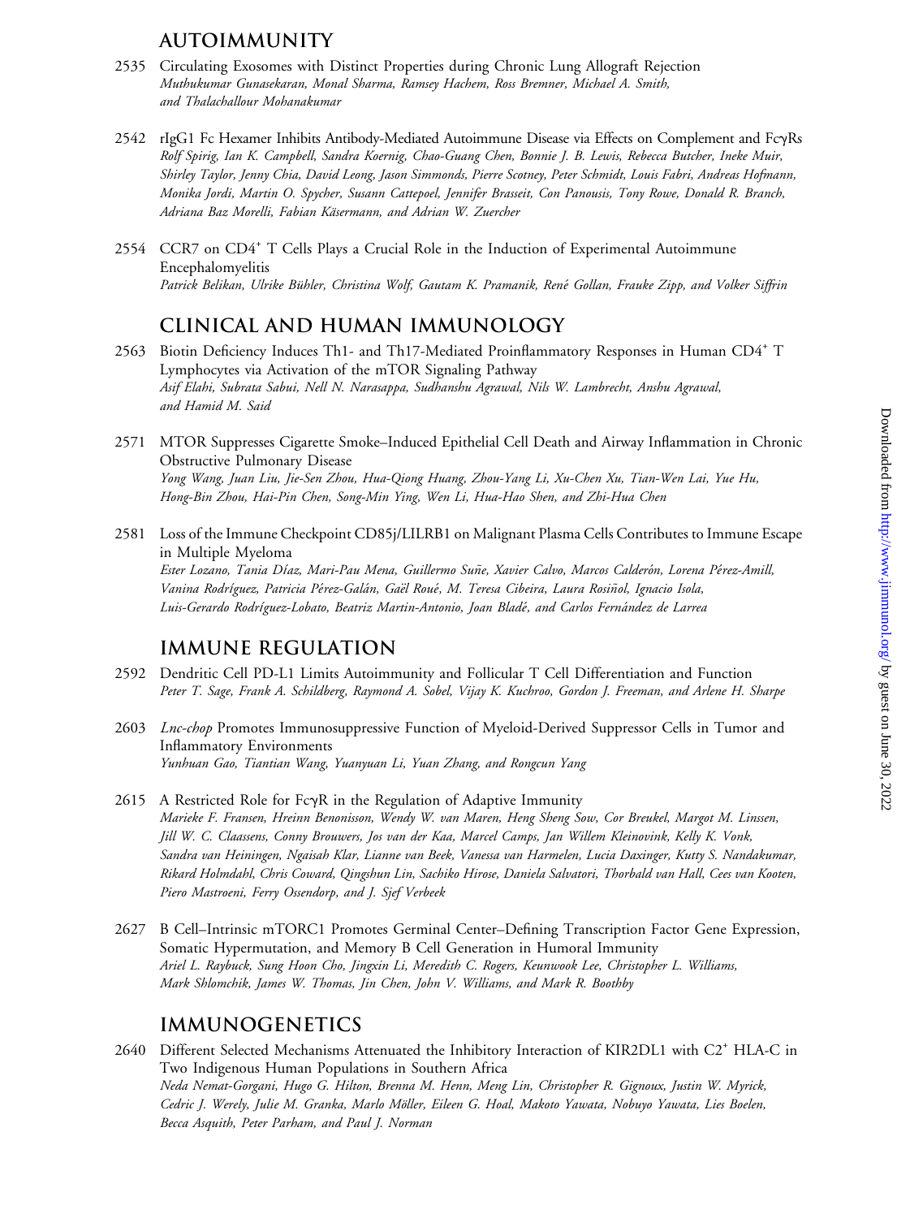## AUTOIMMUNITY

2535 Circulating Exosomes with Distinct Properties during Chronic Lung Allograft Rejection
*Muthukumar Gunasekaran, Monal Sharma, Ramsey Hachem, Ross Bremner, Michael A. Smith, and Thalachallour Mohanakumar*

2542 rIgG1 Fc Hexamer Inhibits Antibody-Mediated Autoimmune Disease via Effects on Complement and FcγRs
*Rolf Spirig, Ian K. Campbell, Sandra Koernig, Chao-Guang Chen, Bonnie J. B. Lewis, Rebecca Butcher, Ineke Muir, Shirley Taylor, Jenny Chia, David Leong, Jason Simmonds, Pierre Scotney, Peter Schmidt, Louis Fabri, Andreas Hofmann, Monika Jordi, Martin O. Spycher, Susann Cattepoel, Jennifer Brasseit, Con Panousis, Tony Rowe, Donald R. Branch, Adriana Baz Morelli, Fabian Käsermann, and Adrian W. Zuercher*

2554 CCR7 on $CD4^+$ T Cells Plays a Crucial Role in the Induction of Experimental Autoimmune Encephalomyelitis
*Patrick Belikan, Ulrike Bühler, Christina Wolf, Gautam K. Pramanik, René Gollan, Frauke Zipp, and Volker Siffrin*

## CLINICAL AND HUMAN IMMUNOLOGY

2563 Biotin Deficiency Induces Th1- and Th17-Mediated Proinflammatory Responses in Human $CD4^+$ T Lymphocytes via Activation of the mTOR Signaling Pathway
*Asif Elahi, Subrata Sabui, Nell N. Narasappa, Sudhanshu Agrawal, Nils W. Lambrecht, Anshu Agrawal, and Hamid M. Said*

2571 MTOR Suppresses Cigarette Smoke–Induced Epithelial Cell Death and Airway Inflammation in Chronic Obstructive Pulmonary Disease
*Yong Wang, Juan Liu, Jie-Sen Zhou, Hua-Qiong Huang, Zhou-Yang Li, Xu-Chen Xu, Tian-Wen Lai, Yue Hu, Hong-Bin Zhou, Hai-Pin Chen, Song-Min Ying, Wen Li, Hua-Hao Shen, and Zhi-Hua Chen*

2581 Loss of the Immune Checkpoint CD85j/LILRB1 on Malignant Plasma Cells Contributes to Immune Escape in Multiple Myeloma
*Ester Lozano, Tania Díaz, Mari-Pau Mena, Guillermo Suñe, Xavier Calvo, Marcos Calderón, Lorena Pérez-Amill, Vanina Rodríguez, Patricia Pérez-Galán, Gaël Roué, M. Teresa Cibeira, Laura Rosiñol, Ignacio Isola, Luis-Gerardo Rodríguez-Lobato, Beatriz Martin-Antonio, Joan Bladé, and Carlos Fernández de Larrea*

## IMMUNE REGULATION

2592 Dendritic Cell PD-L1 Limits Autoimmunity and Follicular T Cell Differentiation and Function
*Peter T. Sage, Frank A. Schildberg, Raymond A. Sobel, Vijay K. Kuchroo, Gordon J. Freeman, and Arlene H. Sharpe*

2603 *Lnc-chop* Promotes Immunosuppressive Function of Myeloid-Derived Suppressor Cells in Tumor and Inflammatory Environments
*Yunhuan Gao, Tiantian Wang, Yuanyuan Li, Yuan Zhang, and Rongcun Yang*

2615 A Restricted Role for FcγR in the Regulation of Adaptive Immunity
*Marieke F. Fransen, Hreinn Benonisson, Wendy W. van Maren, Heng Sheng Sow, Cor Breukel, Margot M. Linssen, Jill W. C. Claassens, Conny Brouwers, Jos van der Kaa, Marcel Camps, Jan Willem Kleinovink, Kelly K. Vonk, Sandra van Heiningen, Ngaisah Klar, Lianne van Beek, Vanessa van Harmelen, Lucia Daxinger, Kutty S. Nandakumar, Rikard Holmdahl, Chris Coward, Qingshun Lin, Sachiko Hirose, Daniela Salvatori, Thorbald van Hall, Cees van Kooten, Piero Mastroeni, Ferry Ossendorp, and J. Sjef Verbeek*

2627 B Cell–Intrinsic mTORC1 Promotes Germinal Center–Defining Transcription Factor Gene Expression, Somatic Hypermutation, and Memory B Cell Generation in Humoral Immunity
*Ariel L. Raybuck, Sung Hoon Cho, Jingxin Li, Meredith C. Rogers, Keunwook Lee, Christopher L. Williams, Mark Shlomchik, James W. Thomas, Jin Chen, John V. Williams, and Mark R. Boothby*

## IMMUNOGENETICS

2640 Different Selected Mechanisms Attenuated the Inhibitory Interaction of KIR2DL1 with $C2^+$ HLA-C in Two Indigenous Human Populations in Southern Africa
*Neda Nemat-Gorgani, Hugo G. Hilton, Brenna M. Henn, Meng Lin, Christopher R. Gignoux, Justin W. Myrick, Cedric J. Werely, Julie M. Granka, Marlo Möller, Eileen G. Hoal, Makoto Yawata, Nobuyo Yawata, Lies Boelen, Becca Asquith, Peter Parham, and Paul J. Norman*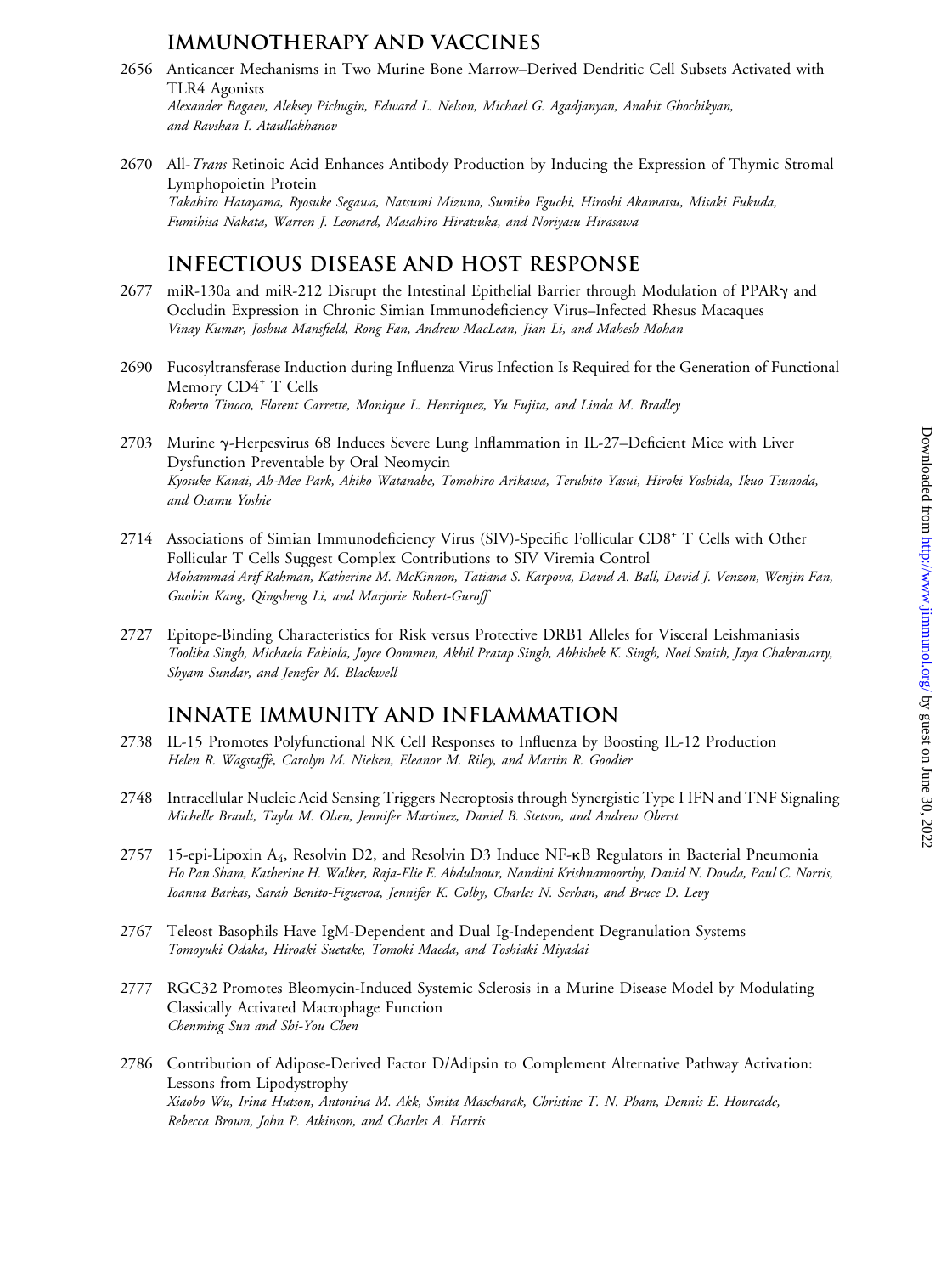## IMMUNOTHERAPY AND VACCINES

2656 Anticancer Mechanisms in Two Murine Bone Marrow–Derived Dendritic Cell Subsets Activated with TLR4 Agonists
*Alexander Bagaev, Aleksey Pichugin, Edward L. Nelson, Michael G. Agadjanyan, Anahit Ghochikyan, and Ravshan I. Ataullakhanov*

2670 All-*Trans* Retinoic Acid Enhances Antibody Production by Inducing the Expression of Thymic Stromal Lymphopoietin Protein
*Takahiro Hatayama, Ryosuke Segawa, Natsumi Mizuno, Sumiko Eguchi, Hiroshi Akamatsu, Misaki Fukuda, Fumihisa Nakata, Warren J. Leonard, Masahiro Hiratsuka, and Noriyasu Hirasawa*

## INFECTIOUS DISEASE AND HOST RESPONSE

2677 miR-130a and miR-212 Disrupt the Intestinal Epithelial Barrier through Modulation of PPARγ and Occludin Expression in Chronic Simian Immunodeficiency Virus–Infected Rhesus Macaques
*Vinay Kumar, Joshua Mansfield, Rong Fan, Andrew MacLean, Jian Li, and Mahesh Mohan*

2690 Fucosyltransferase Induction during Influenza Virus Infection Is Required for the Generation of Functional Memory CD4⁺ T Cells
*Roberto Tinoco, Florent Carrette, Monique L. Henriquez, Yu Fujita, and Linda M. Bradley*

2703 Murine γ-Herpesvirus 68 Induces Severe Lung Inflammation in IL-27–Deficient Mice with Liver Dysfunction Preventable by Oral Neomycin
*Kyosuke Kanai, Ah-Mee Park, Akiko Watanabe, Tomohiro Arikawa, Teruhito Yasui, Hiroki Yoshida, Ikuo Tsunoda, and Osamu Yoshie*

2714 Associations of Simian Immunodeficiency Virus (SIV)-Specific Follicular CD8⁺ T Cells with Other Follicular T Cells Suggest Complex Contributions to SIV Viremia Control
*Mohammad Arif Rahman, Katherine M. McKinnon, Tatiana S. Karpova, David A. Ball, David J. Venzon, Wenjin Fan, Guobin Kang, Qingsheng Li, and Marjorie Robert-Guroff*

2727 Epitope-Binding Characteristics for Risk versus Protective DRB1 Alleles for Visceral Leishmaniasis
*Toolika Singh, Michaela Fakiola, Joyce Oommen, Akhil Pratap Singh, Abhishek K. Singh, Noel Smith, Jaya Chakravarty, Shyam Sundar, and Jenefer M. Blackwell*

## INNATE IMMUNITY AND INFLAMMATION

2738 IL-15 Promotes Polyfunctional NK Cell Responses to Influenza by Boosting IL-12 Production
*Helen R. Wagstaffe, Carolyn M. Nielsen, Eleanor M. Riley, and Martin R. Goodier*

2748 Intracellular Nucleic Acid Sensing Triggers Necroptosis through Synergistic Type I IFN and TNF Signaling
*Michelle Brault, Tayla M. Olsen, Jennifer Martinez, Daniel B. Stetson, and Andrew Oberst*

2757 15-epi-Lipoxin $A_4$, Resolvin D2, and Resolvin D3 Induce NF-κB Regulators in Bacterial Pneumonia
*Ho Pan Sham, Katherine H. Walker, Raja-Elie E. Abdulnour, Nandini Krishnamoorthy, David N. Douda, Paul C. Norris, Ioanna Barkas, Sarah Benito-Figueroa, Jennifer K. Colby, Charles N. Serhan, and Bruce D. Levy*

2767 Teleost Basophils Have IgM-Dependent and Dual Ig-Independent Degranulation Systems
*Tomoyuki Odaka, Hiroaki Suetake, Tomoki Maeda, and Toshiaki Miyadai*

2777 RGC32 Promotes Bleomycin-Induced Systemic Sclerosis in a Murine Disease Model by Modulating Classically Activated Macrophage Function
*Chenming Sun and Shi-You Chen*

2786 Contribution of Adipose-Derived Factor D/Adipsin to Complement Alternative Pathway Activation: Lessons from Lipodystrophy
*Xiaobo Wu, Irina Hutson, Antonina M. Akk, Smita Mascharak, Christine T. N. Pham, Dennis E. Hourcade, Rebecca Brown, John P. Atkinson, and Charles A. Harris*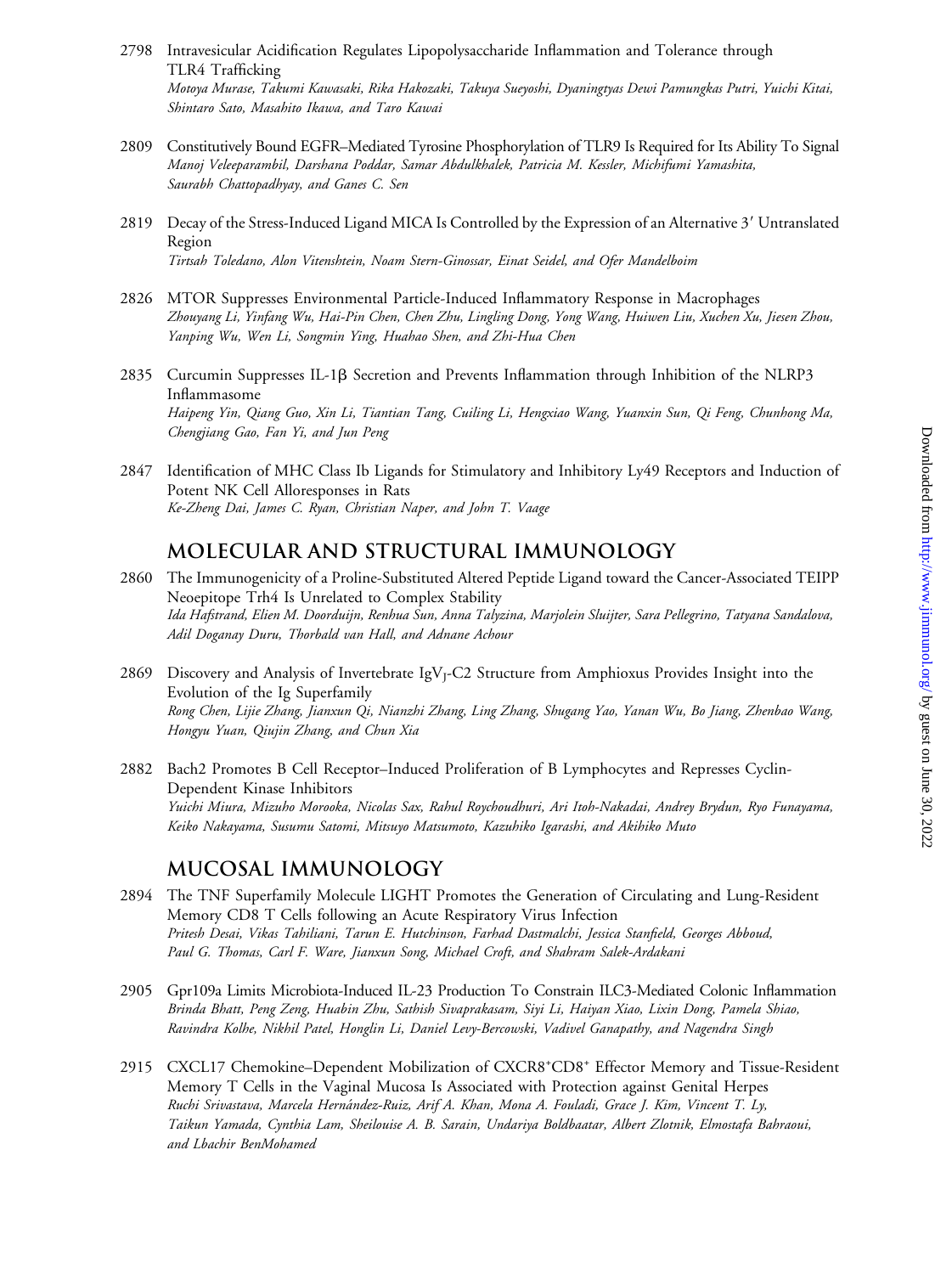2798 Intravesicular Acidification Regulates Lipopolysaccharide Inflammation and Tolerance through TLR4 Trafficking
*Motoya Murase, Takumi Kawasaki, Rika Hakozaki, Takuya Sueyoshi, Dyaningtyas Dewi Pamungkas Putri, Yuichi Kitai, Shintaro Sato, Masahito Ikawa, and Taro Kawai*

2809 Constitutively Bound EGFR–Mediated Tyrosine Phosphorylation of TLR9 Is Required for Its Ability To Signal
*Manoj Veleeparambil, Darshana Poddar, Samar Abdulkhalek, Patricia M. Kessler, Michifumi Yamashita, Saurabh Chattopadhyay, and Ganes C. Sen*

2819 Decay of the Stress-Induced Ligand MICA Is Controlled by the Expression of an Alternative 3′ Untranslated Region
*Tirtsah Toledano, Alon Vitenshtein, Noam Stern-Ginossar, Einat Seidel, and Ofer Mandelboim*

2826 MTOR Suppresses Environmental Particle-Induced Inflammatory Response in Macrophages
*Zhouyang Li, Yinfang Wu, Hai-Pin Chen, Chen Zhu, Lingling Dong, Yong Wang, Huiwen Liu, Xuchen Xu, Jiesen Zhou, Yanping Wu, Wen Li, Songmin Ying, Huahao Shen, and Zhi-Hua Chen*

2835 Curcumin Suppresses IL-1β Secretion and Prevents Inflammation through Inhibition of the NLRP3 Inflammasome
*Haipeng Yin, Qiang Guo, Xin Li, Tiantian Tang, Cuiling Li, Hengxiao Wang, Yuanxin Sun, Qi Feng, Chunhong Ma, Chengjiang Gao, Fan Yi, and Jun Peng*

2847 Identification of MHC Class Ib Ligands for Stimulatory and Inhibitory Ly49 Receptors and Induction of Potent NK Cell Alloresponses in Rats
*Ke-Zheng Dai, James C. Ryan, Christian Naper, and John T. Vaage*

## MOLECULAR AND STRUCTURAL IMMUNOLOGY

2860 The Immunogenicity of a Proline-Substituted Altered Peptide Ligand toward the Cancer-Associated TEIPP Neoepitope Trh4 Is Unrelated to Complex Stability
*Ida Hafstrand, Elien M. Doorduijn, Renhua Sun, Anna Talyzina, Marjolein Sluijter, Sara Pellegrino, Tatyana Sandalova, Adil Doganay Duru, Thorbald van Hall, and Adnane Achour*

2869 Discovery and Analysis of Invertebrate $IgV_J$-C2 Structure from Amphioxus Provides Insight into the Evolution of the Ig Superfamily
*Rong Chen, Lijie Zhang, Jianxun Qi, Nianzhi Zhang, Ling Zhang, Shugang Yao, Yanan Wu, Bo Jiang, Zhenbao Wang, Hongyu Yuan, Qiujin Zhang, and Chun Xia*

2882 Bach2 Promotes B Cell Receptor–Induced Proliferation of B Lymphocytes and Represses Cyclin-Dependent Kinase Inhibitors
*Yuichi Miura, Mizuho Morooka, Nicolas Sax, Rahul Roychoudhuri, Ari Itoh-Nakadai, Andrey Brydun, Ryo Funayama, Keiko Nakayama, Susumu Satomi, Mitsuyo Matsumoto, Kazuhiko Igarashi, and Akihiko Muto*

## MUCOSAL IMMUNOLOGY

2894 The TNF Superfamily Molecule LIGHT Promotes the Generation of Circulating and Lung-Resident Memory CD8 T Cells following an Acute Respiratory Virus Infection
*Pritesh Desai, Vikas Tahiliani, Tarun E. Hutchinson, Farhad Dastmalchi, Jessica Stanfield, Georges Abboud, Paul G. Thomas, Carl F. Ware, Jianxun Song, Michael Croft, and Shahram Salek-Ardakani*

2905 Gpr109a Limits Microbiota-Induced IL-23 Production To Constrain ILC3-Mediated Colonic Inflammation
*Brinda Bhatt, Peng Zeng, Huabin Zhu, Sathish Sivaprakasam, Siyi Li, Haiyan Xiao, Lixin Dong, Pamela Shiao, Ravindra Kolhe, Nikhil Patel, Honglin Li, Daniel Levy-Bercowski, Vadivel Ganapathy, and Nagendra Singh*

2915 CXCL17 Chemokine–Dependent Mobilization of $CXCR8^+CD8^+$ Effector Memory and Tissue-Resident Memory T Cells in the Vaginal Mucosa Is Associated with Protection against Genital Herpes
*Ruchi Srivastava, Marcela Hernández-Ruiz, Arif A. Khan, Mona A. Fouladi, Grace J. Kim, Vincent T. Ly, Taikun Yamada, Cynthia Lam, Sheilouise A. B. Sarain, Undariya Boldbaatar, Albert Zlotnik, Elmostafa Bahraoui, and Lbachir BenMohamed*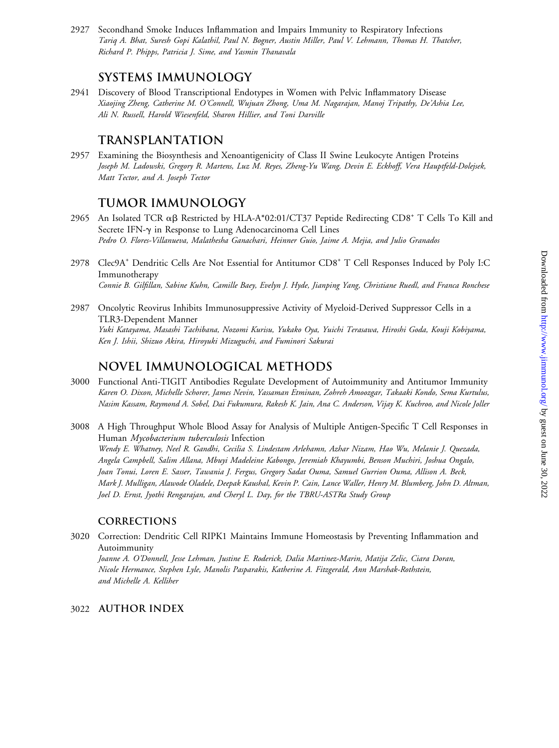2927 Secondhand Smoke Induces Inflammation and Impairs Immunity to Respiratory Infections
*Tariq A. Bhat, Suresh Gopi Kalathil, Paul N. Bogner, Austin Miller, Paul V. Lehmann, Thomas H. Thatcher, Richard P. Phipps, Patricia J. Sime, and Yasmin Thanavala*

## SYSTEMS IMMUNOLOGY

2941 Discovery of Blood Transcriptional Endotypes in Women with Pelvic Inflammatory Disease
*Xiaojing Zheng, Catherine M. O'Connell, Wujuan Zhong, Uma M. Nagarajan, Manoj Tripathy, De'Ashia Lee, Ali N. Russell, Harold Wiesenfeld, Sharon Hillier, and Toni Darville*

## TRANSPLANTATION

2957 Examining the Biosynthesis and Xenoantigenicity of Class II Swine Leukocyte Antigen Proteins
*Joseph M. Ladowski, Gregory R. Martens, Luz M. Reyes, Zheng-Yu Wang, Devin E. Eckhoff, Vera Hauptfeld-Dolejsek, Matt Tector, and A. Joseph Tector*

## TUMOR IMMUNOLOGY

2965 An Isolated TCR αβ Restricted by HLA-A*02:01/CT37 Peptide Redirecting CD8+ T Cells To Kill and Secrete IFN-γ in Response to Lung Adenocarcinoma Cell Lines
*Pedro O. Flores-Villanueva, Malathesha Ganachari, Heinner Guio, Jaime A. Mejia, and Julio Granados*

2978 Clec9A+ Dendritic Cells Are Not Essential for Antitumor CD8+ T Cell Responses Induced by Poly I:C Immunotherapy
*Connie B. Gilfillan, Sabine Kuhn, Camille Baey, Evelyn J. Hyde, Jianping Yang, Christiane Ruedl, and Franca Ronchese*

2987 Oncolytic Reovirus Inhibits Immunosuppressive Activity of Myeloid-Derived Suppressor Cells in a TLR3-Dependent Manner
*Yuki Katayama, Masashi Tachibana, Nozomi Kurisu, Yukako Oya, Yuichi Terasawa, Hiroshi Goda, Kouji Kobiyama, Ken J. Ishii, Shizuo Akira, Hiroyuki Mizuguchi, and Fuminori Sakurai*

## NOVEL IMMUNOLOGICAL METHODS

3000 Functional Anti-TIGIT Antibodies Regulate Development of Autoimmunity and Antitumor Immunity
*Karen O. Dixon, Michelle Schorer, James Nevin, Yassaman Etminan, Zohreh Amoozgar, Takaaki Kondo, Sema Kurtulus, Nasim Kassam, Raymond A. Sobel, Dai Fukumura, Rakesh K. Jain, Ana C. Anderson, Vijay K. Kuchroo, and Nicole Joller*

3008 A High Throughput Whole Blood Assay for Analysis of Multiple Antigen-Specific T Cell Responses in Human *Mycobacterium tuberculosis* Infection
*Wendy E. Whatney, Neel R. Gandhi, Cecilia S. Lindestam Arlehamn, Azhar Nizam, Hao Wu, Melanie J. Quezada, Angela Campbell, Salim Allana, Mbuyi Madeleine Kabongo, Jeremiah Khayumbi, Benson Muchiri, Joshua Ongalo, Joan Tonui, Loren E. Sasser, Tawania J. Fergus, Gregory Sadat Ouma, Samuel Gurrion Ouma, Allison A. Beck, Mark J. Mulligan, Alawode Oladele, Deepak Kaushal, Kevin P. Cain, Lance Waller, Henry M. Blumberg, John D. Altman, Joel D. Ernst, Jyothi Rengarajan, and Cheryl L. Day, for the TBRU-ASTRa Study Group*

### CORRECTIONS

3020 Correction: Dendritic Cell RIPK1 Maintains Immune Homeostasis by Preventing Inflammation and Autoimmunity
*Joanne A. O'Donnell, Jesse Lehman, Justine E. Roderick, Dalia Martinez-Marin, Matija Zelic, Ciara Doran, Nicole Hermance, Stephen Lyle, Manolis Pasparakis, Katherine A. Fitzgerald, Ann Marshak-Rothstein, and Michelle A. Kelliher*

3022 **AUTHOR INDEX**